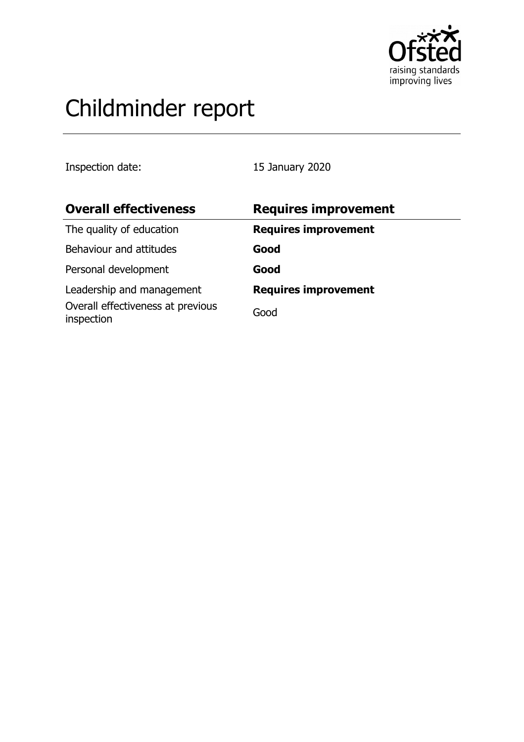# Childminder report

Inspection date: 15 January 2020

| **Overall effectiveness** | **Requires improvement** |
| --- | --- |
| The quality of education | **Requires improvement** |
| Behaviour and attitudes | **Good** |
| Personal development | **Good** |
| Leadership and management | **Requires improvement** |
| Overall effectiveness at previous inspection | Good |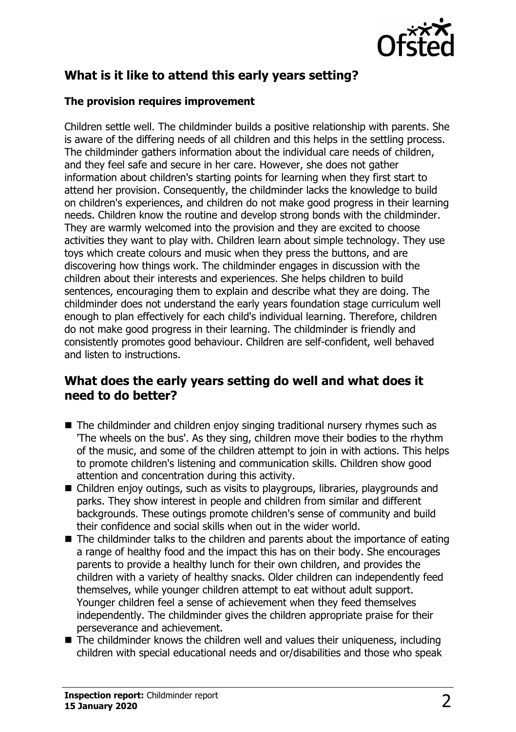## What is it like to attend this early years setting?

### The provision requires improvement

Children settle well. The childminder builds a positive relationship with parents. She is aware of the differing needs of all children and this helps in the settling process. The childminder gathers information about the individual care needs of children, and they feel safe and secure in her care. However, she does not gather information about children's starting points for learning when they first start to attend her provision. Consequently, the childminder lacks the knowledge to build on children's experiences, and children do not make good progress in their learning needs. Children know the routine and develop strong bonds with the childminder. They are warmly welcomed into the provision and they are excited to choose activities they want to play with. Children learn about simple technology. They use toys which create colours and music when they press the buttons, and are discovering how things work. The childminder engages in discussion with the children about their interests and experiences. She helps children to build sentences, encouraging them to explain and describe what they are doing. The childminder does not understand the early years foundation stage curriculum well enough to plan effectively for each child's individual learning. Therefore, children do not make good progress in their learning. The childminder is friendly and consistently promotes good behaviour. Children are self-confident, well behaved and listen to instructions.

## What does the early years setting do well and what does it need to do better?

- The childminder and children enjoy singing traditional nursery rhymes such as 'The wheels on the bus'. As they sing, children move their bodies to the rhythm of the music, and some of the children attempt to join in with actions. This helps to promote children's listening and communication skills. Children show good attention and concentration during this activity.
- Children enjoy outings, such as visits to playgroups, libraries, playgrounds and parks. They show interest in people and children from similar and different backgrounds. These outings promote children's sense of community and build their confidence and social skills when out in the wider world.
- The childminder talks to the children and parents about the importance of eating a range of healthy food and the impact this has on their body. She encourages parents to provide a healthy lunch for their own children, and provides the children with a variety of healthy snacks. Older children can independently feed themselves, while younger children attempt to eat without adult support. Younger children feel a sense of achievement when they feed themselves independently. The childminder gives the children appropriate praise for their perseverance and achievement.
- The childminder knows the children well and values their uniqueness, including children with special educational needs and or/disabilities and those who speak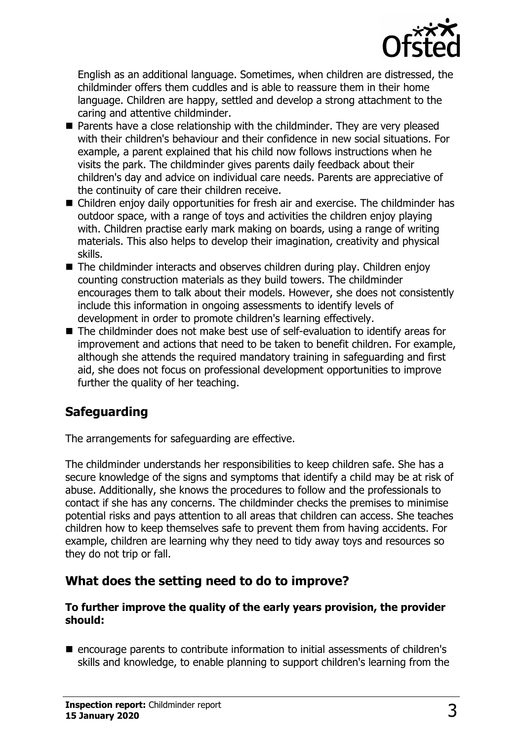English as an additional language. Sometimes, when children are distressed, the childminder offers them cuddles and is able to reassure them in their home language. Children are happy, settled and develop a strong attachment to the caring and attentive childminder.

- Parents have a close relationship with the childminder. They are very pleased with their children's behaviour and their confidence in new social situations. For example, a parent explained that his child now follows instructions when he visits the park. The childminder gives parents daily feedback about their children's day and advice on individual care needs. Parents are appreciative of the continuity of care their children receive.
- Children enjoy daily opportunities for fresh air and exercise. The childminder has outdoor space, with a range of toys and activities the children enjoy playing with. Children practise early mark making on boards, using a range of writing materials. This also helps to develop their imagination, creativity and physical skills.
- The childminder interacts and observes children during play. Children enjoy counting construction materials as they build towers. The childminder encourages them to talk about their models. However, she does not consistently include this information in ongoing assessments to identify levels of development in order to promote children's learning effectively.
- The childminder does not make best use of self-evaluation to identify areas for improvement and actions that need to be taken to benefit children. For example, although she attends the required mandatory training in safeguarding and first aid, she does not focus on professional development opportunities to improve further the quality of her teaching.

## Safeguarding

The arrangements for safeguarding are effective.

The childminder understands her responsibilities to keep children safe. She has a secure knowledge of the signs and symptoms that identify a child may be at risk of abuse. Additionally, she knows the procedures to follow and the professionals to contact if she has any concerns. The childminder checks the premises to minimise potential risks and pays attention to all areas that children can access. She teaches children how to keep themselves safe to prevent them from having accidents. For example, children are learning why they need to tidy away toys and resources so they do not trip or fall.

## What does the setting need to do to improve?

**To further improve the quality of the early years provision, the provider should:**

- encourage parents to contribute information to initial assessments of children's skills and knowledge, to enable planning to support children's learning from the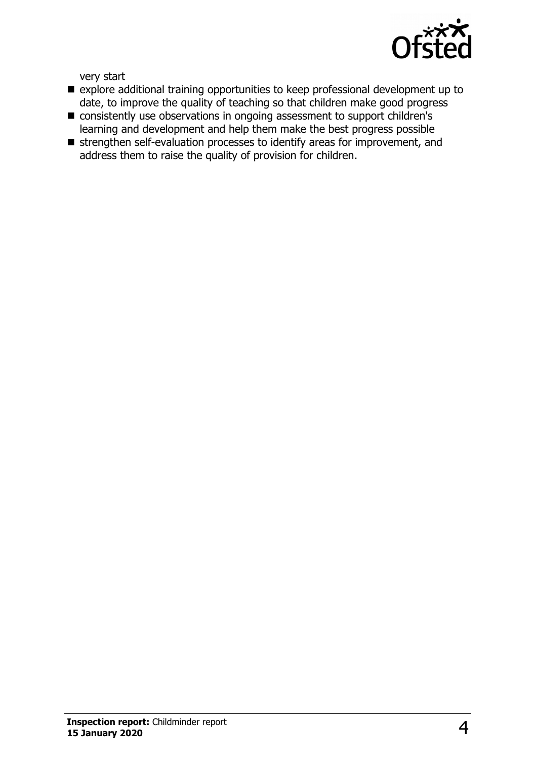very start

- explore additional training opportunities to keep professional development up to date, to improve the quality of teaching so that children make good progress
- consistently use observations in ongoing assessment to support children's learning and development and help them make the best progress possible
- strengthen self-evaluation processes to identify areas for improvement, and address them to raise the quality of provision for children.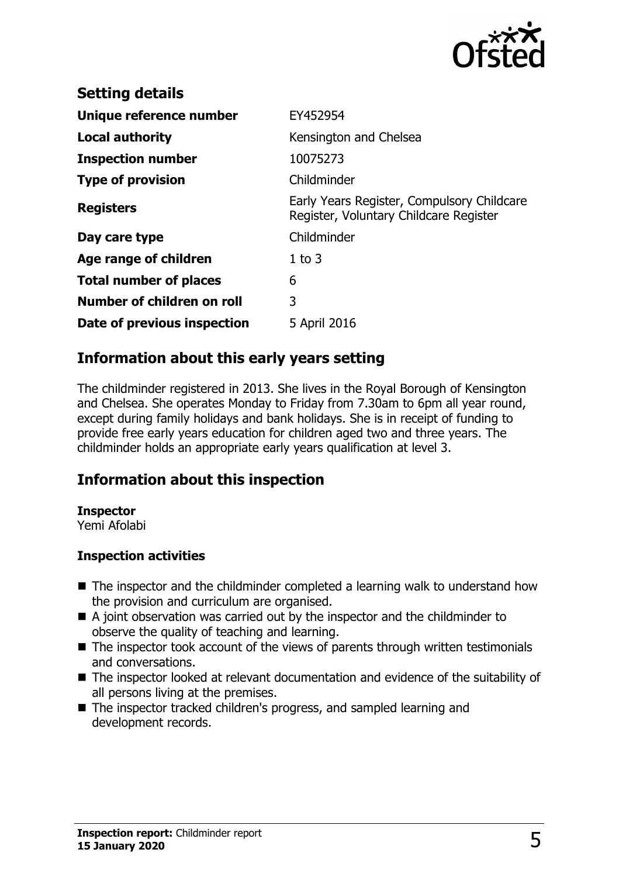## Setting details

| | |
|---|---|
| **Unique reference number** | EY452954 |
| **Local authority** | Kensington and Chelsea |
| **Inspection number** | 10075273 |
| **Type of provision** | Childminder |
| **Registers** | Early Years Register, Compulsory Childcare Register, Voluntary Childcare Register |
| **Day care type** | Childminder |
| **Age range of children** | 1 to 3 |
| **Total number of places** | 6 |
| **Number of children on roll** | 3 |
| **Date of previous inspection** | 5 April 2016 |

## Information about this early years setting

The childminder registered in 2013. She lives in the Royal Borough of Kensington and Chelsea. She operates Monday to Friday from 7.30am to 6pm all year round, except during family holidays and bank holidays. She is in receipt of funding to provide free early years education for children aged two and three years. The childminder holds an appropriate early years qualification at level 3.

## Information about this inspection

**Inspector**
Yemi Afolabi

### Inspection activities

- The inspector and the childminder completed a learning walk to understand how the provision and curriculum are organised.
- A joint observation was carried out by the inspector and the childminder to observe the quality of teaching and learning.
- The inspector took account of the views of parents through written testimonials and conversations.
- The inspector looked at relevant documentation and evidence of the suitability of all persons living at the premises.
- The inspector tracked children's progress, and sampled learning and development records.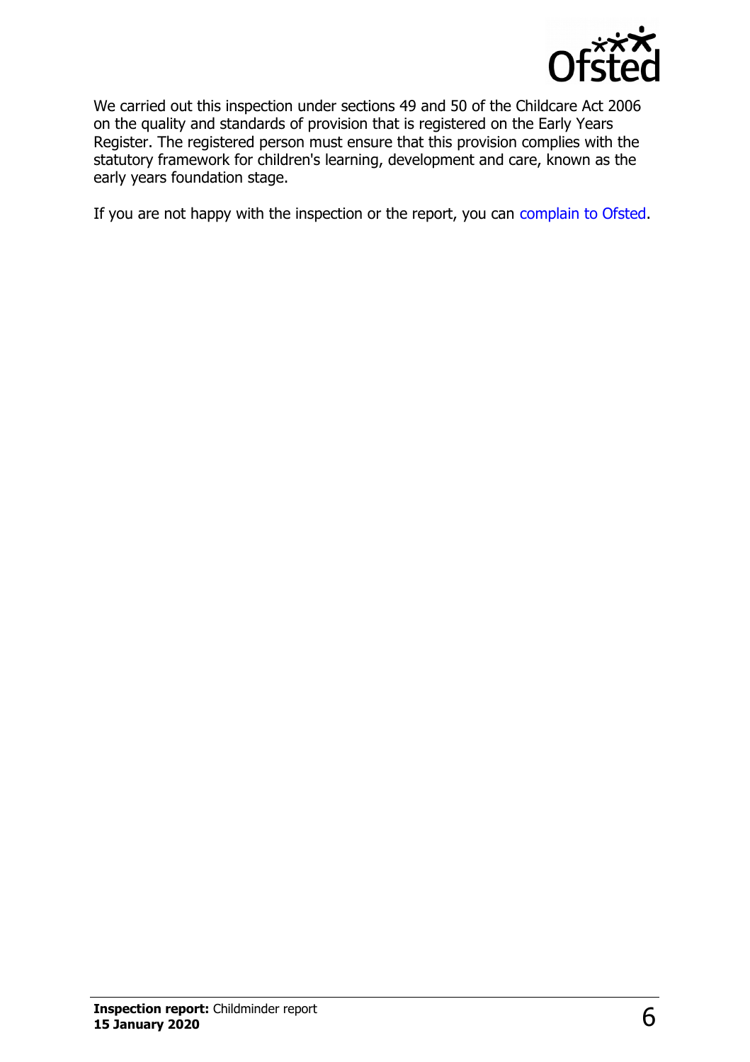We carried out this inspection under sections 49 and 50 of the Childcare Act 2006 on the quality and standards of provision that is registered on the Early Years Register. The registered person must ensure that this provision complies with the statutory framework for children's learning, development and care, known as the early years foundation stage.

If you are not happy with the inspection or the report, you can complain to Ofsted.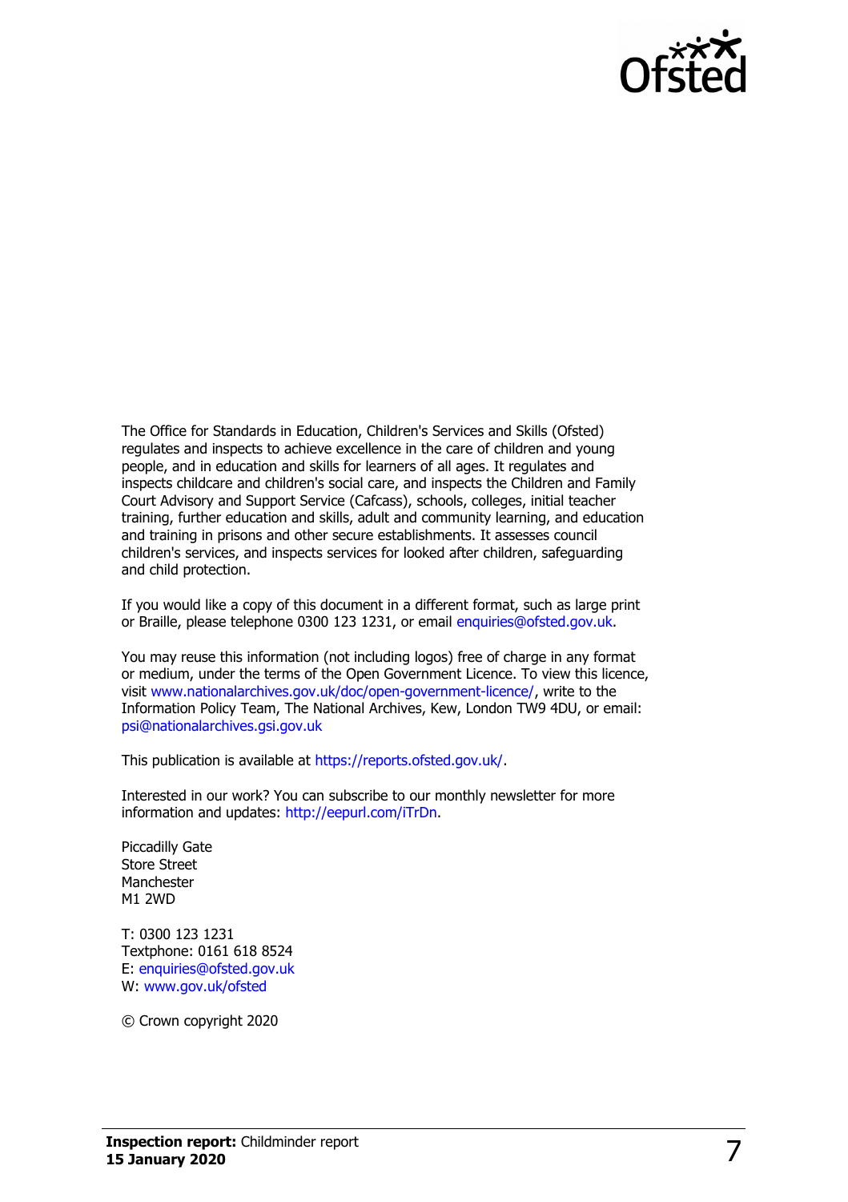The Office for Standards in Education, Children's Services and Skills (Ofsted) regulates and inspects to achieve excellence in the care of children and young people, and in education and skills for learners of all ages. It regulates and inspects childcare and children's social care, and inspects the Children and Family Court Advisory and Support Service (Cafcass), schools, colleges, initial teacher training, further education and skills, adult and community learning, and education and training in prisons and other secure establishments. It assesses council children's services, and inspects services for looked after children, safeguarding and child protection.

If you would like a copy of this document in a different format, such as large print or Braille, please telephone 0300 123 1231, or email enquiries@ofsted.gov.uk.

You may reuse this information (not including logos) free of charge in any format or medium, under the terms of the Open Government Licence. To view this licence, visit www.nationalarchives.gov.uk/doc/open-government-licence/, write to the Information Policy Team, The National Archives, Kew, London TW9 4DU, or email: psi@nationalarchives.gsi.gov.uk

This publication is available at https://reports.ofsted.gov.uk/.

Interested in our work? You can subscribe to our monthly newsletter for more information and updates: http://eepurl.com/iTrDn.

Piccadilly Gate
Store Street
Manchester
M1 2WD

T: 0300 123 1231
Textphone: 0161 618 8524
E: enquiries@ofsted.gov.uk
W: www.gov.uk/ofsted

© Crown copyright 2020